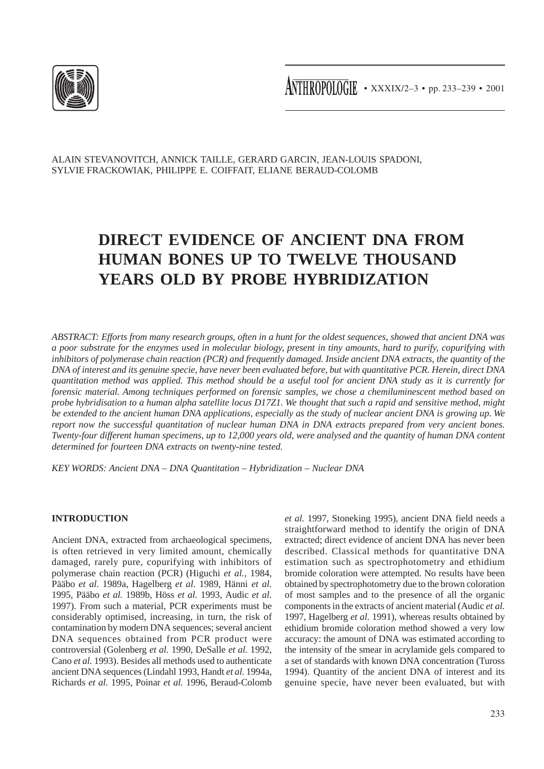ALAIN STEVANOVITCH, ANNICK TAILLE, GERARD GARCIN, JEAN-LOUIS SPADONI, SYLVIE FRACKOWIAK, PHILIPPE E. COIFFAIT, ELIANE BERAUD-COLOMB

# DIRECT EVIDENCE OF ANCIENT DNA FROM HUMAN BONES UP TO TWELVE THOUSAND YEARS OLD BY PROBE HYBRIDIZATION

*ABSTRACT: Efforts from many research groups, often in a hunt for the oldest sequences, showed that ancient DNA was a poor substrate for the enzymes used in molecular biology, present in tiny amounts, hard to purify, copurifying with inhibitors of polymerase chain reaction (PCR) and frequently damaged. Inside ancient DNA extracts, the quantity of the DNA of interest and its genuine specie, have never been evaluated before, but with quantitative PCR. Herein, direct DNA quantitation method was applied. This method should be a useful tool for ancient DNA study as it is currently for forensic material. Among techniques performed on forensic samples, we chose a chemiluminescent method based on probe hybridisation to a human alpha satellite locus D17Z1. We thought that such a rapid and sensitive method, might be extended to the ancient human DNA applications, especially as the study of nuclear ancient DNA is growing up. We report now the successful quantitation of nuclear human DNA in DNA extracts prepared from very ancient bones. Twenty-four different human specimens, up to 12,000 years old, were analysed and the quantity of human DNA content determined for fourteen DNA extracts on twenty-nine tested.*

*KEY WORDS: Ancient DNA – DNA Quantitation – Hybridization – Nuclear DNA*

## INTRODUCTION

Ancient DNA, extracted from archaeological specimens, is often retrieved in very limited amount, chemically damaged, rarely pure, copurifying with inhibitors of polymerase chain reaction (PCR) (Higuchi *et al.*, 1984, Pääbo *et al.* 1989a, Hagelberg *et al.* 1989, Hänni *et al.* 1995, Pääbo *et al.* 1989b, Höss *et al.* 1993, Audic *et al.* 1997). From such a material, PCR experiments must be considerably optimised, increasing, in turn, the risk of contamination by modern DNA sequences; several ancient DNA sequences obtained from PCR product were controversial (Golenberg *et al.* 1990, DeSalle *et al.* 1992, Cano *et al.* 1993). Besides all methods used to authenticate ancient DNA sequences (Lindahl 1993, Handt *et al.* 1994a, Richards *et al.* 1995, Poinar *et al.* 1996, Beraud-Colomb *et al.* 1997, Stoneking 1995), ancient DNA field needs a straightforward method to identify the origin of DNA extracted; direct evidence of ancient DNA has never been described. Classical methods for quantitative DNA estimation such as spectrophotometry and ethidium bromide coloration were attempted. No results have been obtained by spectrophotometry due to the brown coloration of most samples and to the presence of all the organic components in the extracts of ancient material (Audic *et al.* 1997, Hagelberg *et al.* 1991), whereas results obtained by ethidium bromide coloration method showed a very low accuracy: the amount of DNA was estimated according to the intensity of the smear in acrylamide gels compared to a set of standards with known DNA concentration (Tuross 1994). Quantity of the ancient DNA of interest and its genuine specie, have never been evaluated, but with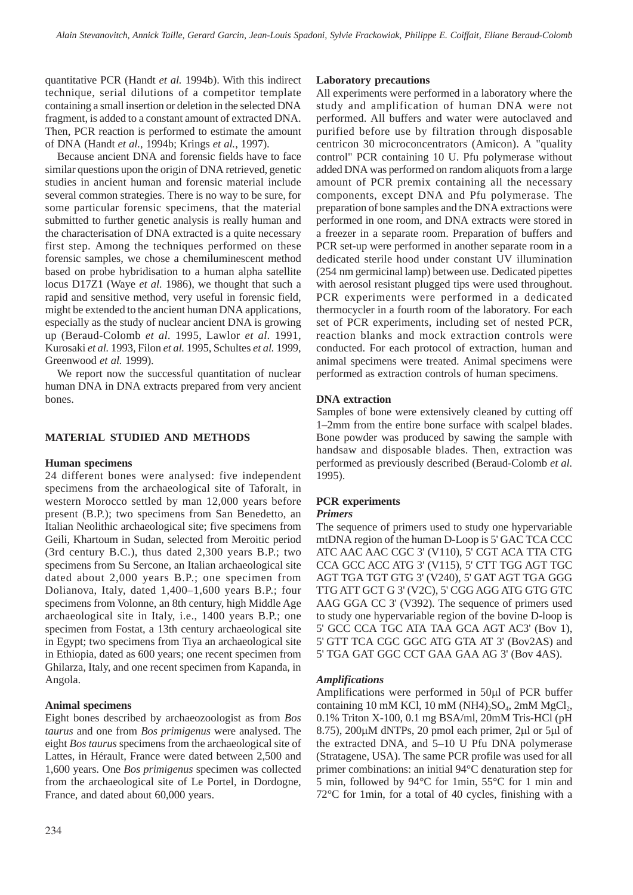quantitative PCR (Handt *et al.* 1994b). With this indirect technique, serial dilutions of a competitor template containing a small insertion or deletion in the selected DNA fragment, is added to a constant amount of extracted DNA. Then, PCR reaction is performed to estimate the amount of DNA (Handt *et al.*, 1994b; Krings *et al.*, 1997).

Because ancient DNA and forensic fields have to face similar questions upon the origin of DNA retrieved, genetic studies in ancient human and forensic material include several common strategies. There is no way to be sure, for some particular forensic specimens, that the material submitted to further genetic analysis is really human and the characterisation of DNA extracted is a quite necessary first step. Among the techniques performed on these forensic samples, we chose a chemiluminescent method based on probe hybridisation to a human alpha satellite locus D17Z1 (Waye *et al.* 1986), we thought that such a rapid and sensitive method, very useful in forensic field, might be extended to the ancient human DNA applications, especially as the study of nuclear ancient DNA is growing up (Beraud-Colomb *et al.* 1995, Lawlor *et al.* 1991, Kurosaki *et al.* 1993, Filon *et al.* 1995, Schultes *et al.* 1999, Greenwood *et al.* 1999).

We report now the successful quantitation of nuclear human DNA in DNA extracts prepared from very ancient bones.

## MATERIAL STUDIED AND METHODS

### Human specimens

24 different bones were analysed: five independent specimens from the archaeological site of Taforalt, in western Morocco settled by man 12,000 years before present (B.P.); two specimens from San Benedetto, an Italian Neolithic archaeological site; five specimens from Geili, Khartoum in Sudan, selected from Meroitic period (3rd century B.C.), thus dated 2,300 years B.P.; two specimens from Su Sercone, an Italian archaeological site dated about 2,000 years B.P.; one specimen from Dolianova, Italy, dated 1,400–1,600 years B.P.; four specimens from Volonne, an 8th century, high Middle Age archaeological site in Italy, i.e., 1400 years B.P.; one specimen from Fostat, a 13th century archaeological site in Egypt; two specimens from Tiya an archaeological site in Ethiopia, dated as 600 years; one recent specimen from Ghilarza, Italy, and one recent specimen from Kapanda, in Angola.

### Animal specimens

Eight bones described by archaeozoologist as from *Bos taurus* and one from *Bos primigenus* were analysed. The eight *Bos taurus* specimens from the archaeological site of Lattes, in Hérault, France were dated between 2,500 and 1,600 years. One *Bos primigenus* specimen was collected from the archaeological site of Le Portel, in Dordogne, France, and dated about 60,000 years.

### Laboratory precautions

All experiments were performed in a laboratory where the study and amplification of human DNA were not performed. All buffers and water were autoclaved and purified before use by filtration through disposable centricon 30 microconcentrators (Amicon). A "quality control" PCR containing 10 U. Pfu polymerase without added DNA was performed on random aliquots from a large amount of PCR premix containing all the necessary components, except DNA and Pfu polymerase. The preparation of bone samples and the DNA extractions were performed in one room, and DNA extracts were stored in a freezer in a separate room. Preparation of buffers and PCR set-up were performed in another separate room in a dedicated sterile hood under constant UV illumination (254 nm germicinal lamp) between use. Dedicated pipettes with aerosol resistant plugged tips were used throughout. PCR experiments were performed in a dedicated thermocycler in a fourth room of the laboratory. For each set of PCR experiments, including set of nested PCR, reaction blanks and mock extraction controls were conducted. For each protocol of extraction, human and animal specimens were treated. Animal specimens were performed as extraction controls of human specimens.

### DNA extraction

Samples of bone were extensively cleaned by cutting off 1–2mm from the entire bone surface with scalpel blades. Bone powder was produced by sawing the sample with handsaw and disposable blades. Then, extraction was performed as previously described (Beraud-Colomb *et al.* 1995).

### PCR experiments

#### *Primers*

The sequence of primers used to study one hypervariable mtDNA region of the human D-Loop is 5' GAC TCA CCC ATC AAC AAC CGC 3' (V110), 5' CGT ACA TTA CTG CCA GCC ACC ATG 3' (V115), 5' CTT TGG AGT TGC AGT TGA TGT GTG 3' (V240), 5' GAT AGT TGA GGG TTG ATT GCT G 3' (V2C), 5' CGG AGG ATG GTG GTC AAG GGA CC 3' (V392). The sequence of primers used to study one hypervariable region of the bovine D-loop is 5' GCC CCA TGC ATA TAA GCA AGT AC3' (Bov 1), 5' GTT TCA CGC GGC ATG GTA AT 3' (Bov2AS) and 5' TGA GAT GGC CCT GAA GAA AG 3' (Bov 4AS).

#### *Amplifications*

Amplifications were performed in 50μl of PCR buffer containing 10 mM KCl, 10 mM $(NH4)_2SO_4$, 2mM $MgCl_2$, 0.1% Triton X-100, 0.1 mg BSA/ml, 20mM Tris-HCl (pH 8.75), 200μM dNTPs, 20 pmol each primer, 2μl or 5μl of the extracted DNA, and 5–10 U Pfu DNA polymerase (Stratagene, USA). The same PCR profile was used for all primer combinations: an initial 94°C denaturation step for 5 min, followed by 94°C for 1min, 55°C for 1 min and 72°C for 1min, for a total of 40 cycles, finishing with a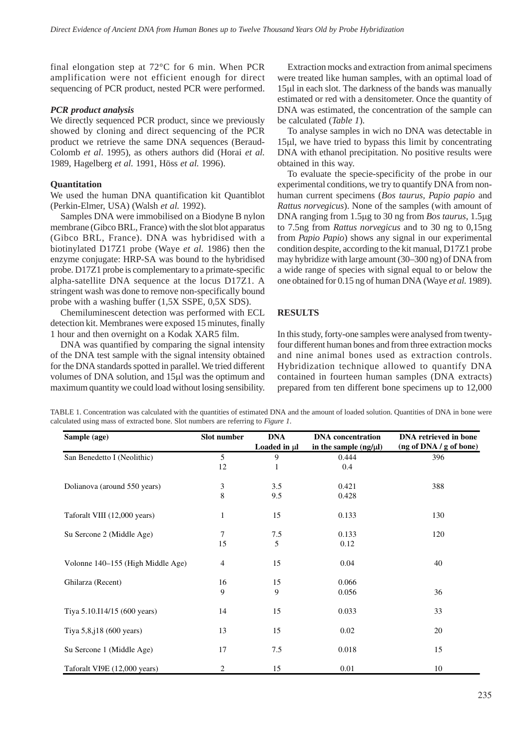final elongation step at 72°C for 6 min. When PCR amplification were not efficient enough for direct sequencing of PCR product, nested PCR were performed.

### *PCR product analysis*

We directly sequenced PCR product, since we previously showed by cloning and direct sequencing of the PCR product we retrieve the same DNA sequences (Beraud-Colomb *et al*. 1995), as others authors did (Horai *et al.* 1989, Hagelberg *et al.* 1991, Höss *et al.* 1996).

### Quantitation

We used the human DNA quantification kit Quantiblot (Perkin-Elmer, USA) (Walsh *et al.* 1992).

Samples DNA were immobilised on a Biodyne B nylon membrane (Gibco BRL, France) with the slot blot apparatus (Gibco BRL, France). DNA was hybridised with a biotinylated D17Z1 probe (Waye *et al.* 1986) then the enzyme conjugate: HRP-SA was bound to the hybridised probe. D17Z1 probe is complementary to a primate-specific alpha-satellite DNA sequence at the locus D17Z1. A stringent wash was done to remove non-specifically bound probe with a washing buffer (1,5X SSPE, 0,5X SDS).

Chemiluminescent detection was performed with ECL detection kit. Membranes were exposed 15 minutes, finally 1 hour and then overnight on a Kodak XAR5 film.

DNA was quantified by comparing the signal intensity of the DNA test sample with the signal intensity obtained for the DNA standards spotted in parallel. We tried different volumes of DNA solution, and 15µl was the optimum and maximum quantity we could load without losing sensibility.

Extraction mocks and extraction from animal specimens were treated like human samples, with an optimal load of 15µl in each slot. The darkness of the bands was manually estimated or red with a densitometer. Once the quantity of DNA was estimated, the concentration of the sample can be calculated (*Table 1*).

To analyse samples in wich no DNA was detectable in 15µl, we have tried to bypass this limit by concentrating DNA with ethanol precipitation. No positive results were obtained in this way.

To evaluate the specie-specificity of the probe in our experimental conditions, we try to quantify DNA from non-human current specimens (*Bos taurus, Papio papio* and *Rattus norvegicus*). None of the samples (with amount of DNA ranging from 1.5µg to 30 ng from *Bos taurus*, 1.5µg to 7.5ng from *Rattus norvegicus* and to 30 ng to 0,15ng from *Papio Papio*) shows any signal in our experimental condition despite, according to the kit manual, D17Z1 probe may hybridize with large amount (30–300 ng) of DNA from a wide range of species with signal equal to or below the one obtained for 0.15 ng of human DNA (Waye *et al.* 1989).

## RESULTS

In this study, forty-one samples were analysed from twenty-four different human bones and from three extraction mocks and nine animal bones used as extraction controls. Hybridization technique allowed to quantify DNA contained in fourteen human samples (DNA extracts) prepared from ten different bone specimens up to 12,000

TABLE 1. Concentration was calculated with the quantities of estimated DNA and the amount of loaded solution. Quantities of DNA in bone were calculated using mass of extracted bone. Slot numbers are referring to *Figure 1*.

| Sample (age) | Slot number | DNA Loaded in µl | DNA concentration in the sample (ng/µl) | DNA retrieved in bone (ng of DNA / g of bone) |
|---|---|---|---|---|
| San Benedetto I (Neolithic) | 5 | 9 | 0.444 | 396 |
| | 12 | 1 | 0.4 | |
| Dolianova (around 550 years) | 3 | 3.5 | 0.421 | 388 |
| | 8 | 9.5 | 0.428 | |
| Taforalt VIII (12,000 years) | 1 | 15 | 0.133 | 130 |
| Su Sercone 2 (Middle Age) | 7 | 7.5 | 0.133 | 120 |
| | 15 | 5 | 0.12 | |
| Volonne 140–155 (High Middle Age) | 4 | 15 | 0.04 | 40 |
| Ghilarza (Recent) | 16 | 15 | 0.066 | |
| | 9 | 9 | 0.056 | 36 |
| Tiya 5.10.I14/15 (600 years) | 14 | 15 | 0.033 | 33 |
| Tiya 5,8,j18 (600 years) | 13 | 15 | 0.02 | 20 |
| Su Sercone 1 (Middle Age) | 17 | 7.5 | 0.018 | 15 |
| Taforalt VI9E (12,000 years) | 2 | 15 | 0.01 | 10 |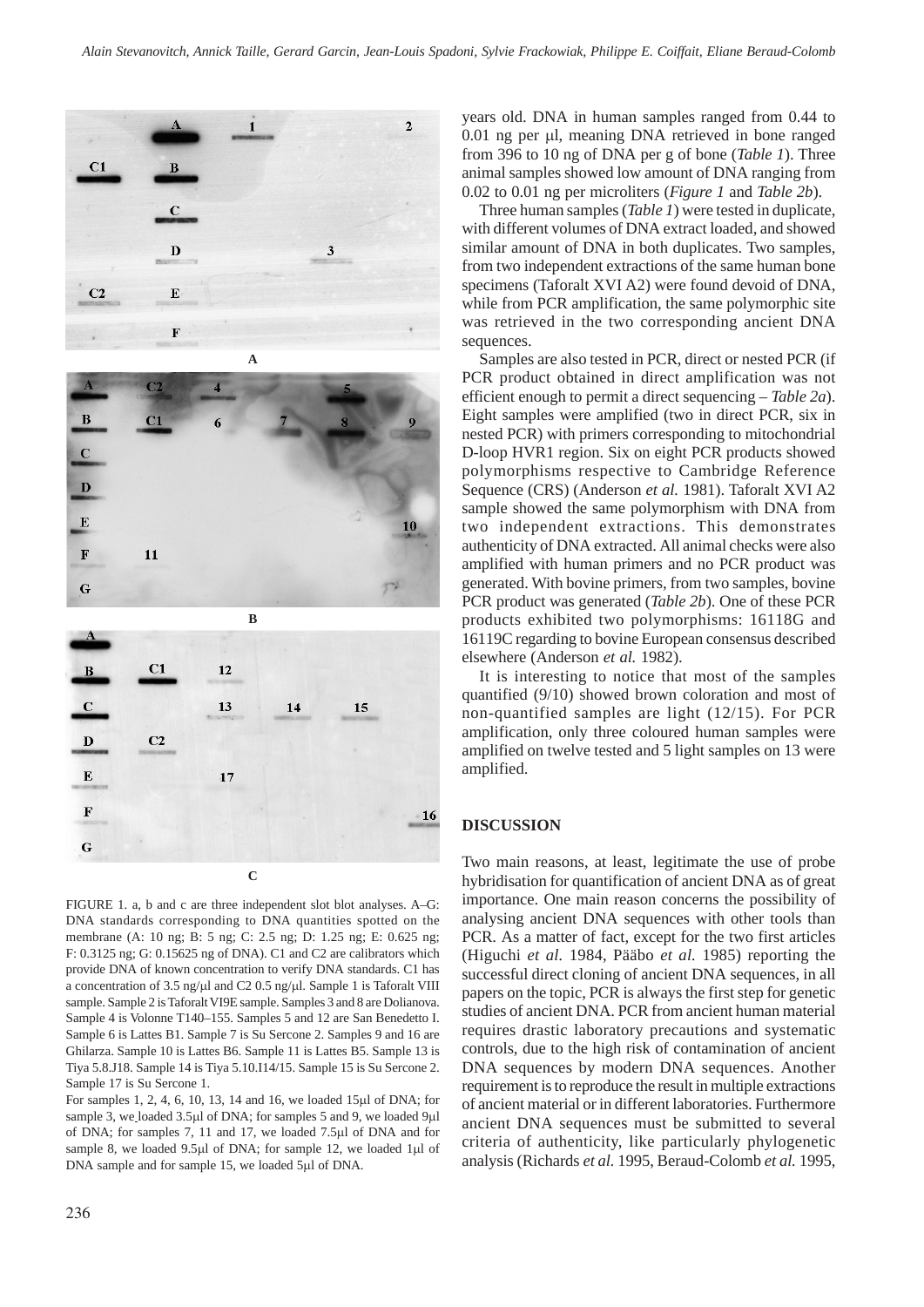FIGURE 1. a, b and c are three independent slot blot analyses. A–G: DNA standards corresponding to DNA quantities spotted on the membrane (A: 10 ng; B: 5 ng; C: 2.5 ng; D: 1.25 ng; E: 0.625 ng; F: 0.3125 ng; G: 0.15625 ng of DNA). C1 and C2 are calibrators which provide DNA of known concentration to verify DNA standards. C1 has a concentration of 3.5 ng/μl and C2 0.5 ng/μl. Sample 1 is Taforalt VIII sample. Sample 2 is Taforalt VI9E sample. Samples 3 and 8 are Dolianova. Sample 4 is Volonne T140–155. Samples 5 and 12 are San Benedetto I. Sample 6 is Lattes B1. Sample 7 is Su Sercone 2. Samples 9 and 16 are Ghilarza. Sample 10 is Lattes B6. Sample 11 is Lattes B5. Sample 13 is Tiya 5.8.J18. Sample 14 is Tiya 5.10.I14/15. Sample 15 is Su Sercone 2. Sample 17 is Su Sercone 1.

For samples 1, 2, 4, 6, 10, 13, 14 and 16, we loaded 15μl of DNA; for sample 3, we loaded 3.5μl of DNA; for samples 5 and 9, we loaded 9μl of DNA; for samples 7, 11 and 17, we loaded 7.5μl of DNA and for sample 8, we loaded 9.5μl of DNA; for sample 12, we loaded 1μl of DNA sample and for sample 15, we loaded 5μl of DNA.

years old. DNA in human samples ranged from 0.44 to 0.01 ng per μl, meaning DNA retrieved in bone ranged from 396 to 10 ng of DNA per g of bone (*Table 1*). Three animal samples showed low amount of DNA ranging from 0.02 to 0.01 ng per microliters (*Figure 1* and *Table 2b*).

Three human samples (*Table 1*) were tested in duplicate, with different volumes of DNA extract loaded, and showed similar amount of DNA in both duplicates. Two samples, from two independent extractions of the same human bone specimens (Taforalt XVI A2) were found devoid of DNA, while from PCR amplification, the same polymorphic site was retrieved in the two corresponding ancient DNA sequences.

Samples are also tested in PCR, direct or nested PCR (if PCR product obtained in direct amplification was not efficient enough to permit a direct sequencing – *Table 2a*). Eight samples were amplified (two in direct PCR, six in nested PCR) with primers corresponding to mitochondrial D-loop HVR1 region. Six on eight PCR products showed polymorphisms respective to Cambridge Reference Sequence (CRS) (Anderson *et al.* 1981). Taforalt XVI A2 sample showed the same polymorphism with DNA from two independent extractions. This demonstrates authenticity of DNA extracted. All animal checks were also amplified with human primers and no PCR product was generated. With bovine primers, from two samples, bovine PCR product was generated (*Table 2b*). One of these PCR products exhibited two polymorphisms: 16118G and 16119C regarding to bovine European consensus described elsewhere (Anderson *et al.* 1982).

It is interesting to notice that most of the samples quantified (9/10) showed brown coloration and most of non-quantified samples are light (12/15). For PCR amplification, only three coloured human samples were amplified on twelve tested and 5 light samples on 13 were amplified.

## DISCUSSION

Two main reasons, at least, legitimate the use of probe hybridisation for quantification of ancient DNA as of great importance. One main reason concerns the possibility of analysing ancient DNA sequences with other tools than PCR. As a matter of fact, except for the two first articles (Higuchi *et al.* 1984, Pääbo *et al.* 1985) reporting the successful direct cloning of ancient DNA sequences, in all papers on the topic, PCR is always the first step for genetic studies of ancient DNA. PCR from ancient human material requires drastic laboratory precautions and systematic controls, due to the high risk of contamination of ancient DNA sequences by modern DNA sequences. Another requirement is to reproduce the result in multiple extractions of ancient material or in different laboratories. Furthermore ancient DNA sequences must be submitted to several criteria of authenticity, like particularly phylogenetic analysis (Richards *et al.* 1995, Beraud-Colomb *et al.* 1995,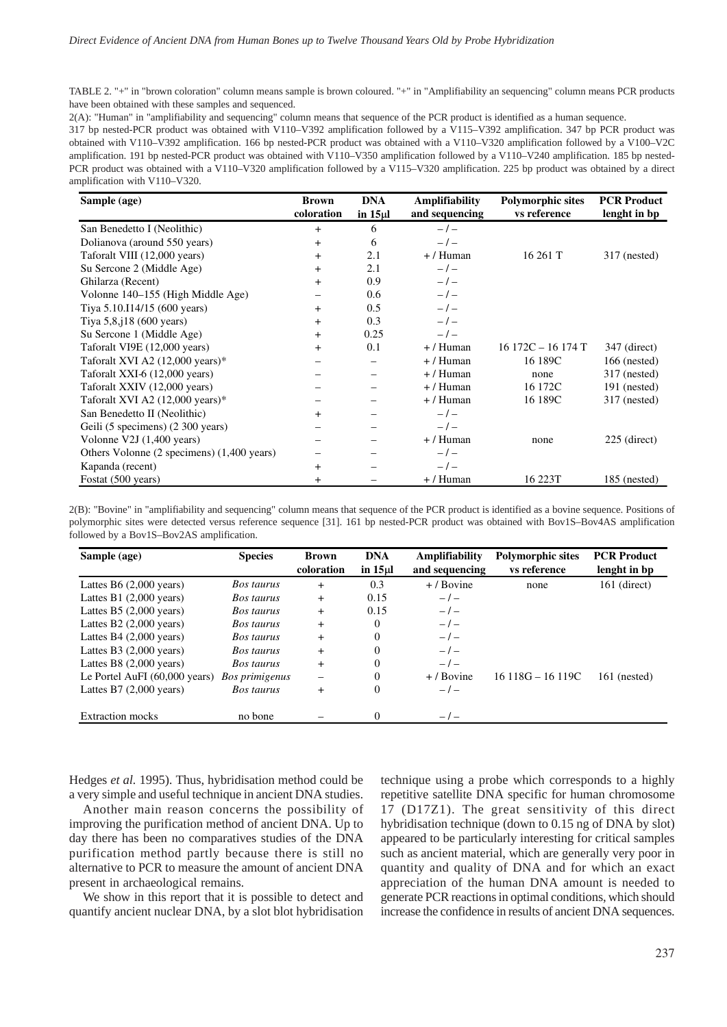TABLE 2. "+" in "brown coloration" column means sample is brown coloured. "+" in "Amplifiability an sequencing" column means PCR products have been obtained with these samples and sequenced.

2(A): "Human" in "amplifiability and sequencing" column means that sequence of the PCR product is identified as a human sequence.

317 bp nested-PCR product was obtained with V110–V392 amplification followed by a V115–V392 amplification. 347 bp PCR product was obtained with V110–V392 amplification. 166 bp nested-PCR product was obtained with a V110–V320 amplification followed by a V100–V2C amplification. 191 bp nested-PCR product was obtained with V110–V350 amplification followed by a V110–V240 amplification. 185 bp nested-PCR product was obtained with a V110–V320 amplification followed by a V115–V320 amplification. 225 bp product was obtained by a direct amplification with V110–V320.

| Sample (age) | Brown coloration | DNA in 15μl | Amplifiability and sequencing | Polymorphic sites vs reference | PCR Product lenght in bp |
|---|---|---|---|---|---|
| San Benedetto I (Neolithic) | + | 6 | – / – | | |
| Dolianova (around 550 years) | + | 6 | – / – | | |
| Taforalt VIII (12,000 years) | + | 2.1 | + / Human | 16 261 T | 317 (nested) |
| Su Sercone 2 (Middle Age) | + | 2.1 | – / – | | |
| Ghilarza (Recent) | + | 0.9 | – / – | | |
| Volonne 140–155 (High Middle Age) | – | 0.6 | – / – | | |
| Tiya 5.10.I14/15 (600 years) | + | 0.5 | – / – | | |
| Tiya 5,8,j18 (600 years) | + | 0.3 | – / – | | |
| Su Sercone 1 (Middle Age) | + | 0.25 | – / – | | |
| Taforalt VI9E (12,000 years) | + | 0.1 | + / Human | 16 172C – 16 174 T | 347 (direct) |
| Taforalt XVI A2 (12,000 years)* | – | – | + / Human | 16 189C | 166 (nested) |
| Taforalt XXI-6 (12,000 years) | – | – | + / Human | none | 317 (nested) |
| Taforalt XXIV (12,000 years) | – | – | + / Human | 16 172C | 191 (nested) |
| Taforalt XVI A2 (12,000 years)* | – | – | + / Human | 16 189C | 317 (nested) |
| San Benedetto II (Neolithic) | + | – | – / – | | |
| Geili (5 specimens) (2 300 years) | – | – | – / – | | |
| Volonne V2J (1,400 years) | – | – | + / Human | none | 225 (direct) |
| Others Volonne (2 specimens) (1,400 years) | – | – | – / – | | |
| Kapanda (recent) | + | – | – / – | | |
| Fostat (500 years) | + | – | + / Human | 16 223T | 185 (nested) |

2(B): "Bovine" in "amplifiability and sequencing" column means that sequence of the PCR product is identified as a bovine sequence. Positions of polymorphic sites were detected versus reference sequence [31]. 161 bp nested-PCR product was obtained with Bov1S–Bov4AS amplification followed by a Bov1S–Bov2AS amplification.

| Sample (age) | Species | Brown coloration | DNA in 15μl | Amplifiability and sequencing | Polymorphic sites vs reference | PCR Product lenght in bp |
|---|---|---|---|---|---|---|
| Lattes B6 (2,000 years) | *Bos taurus* | + | 0.3 | + / Bovine | none | 161 (direct) |
| Lattes B1 (2,000 years) | *Bos taurus* | + | 0.15 | – / – | | |
| Lattes B5 (2,000 years) | *Bos taurus* | + | 0.15 | – / – | | |
| Lattes B2 (2,000 years) | *Bos taurus* | + | 0 | – / – | | |
| Lattes B4 (2,000 years) | *Bos taurus* | + | 0 | – / – | | |
| Lattes B3 (2,000 years) | *Bos taurus* | + | 0 | – / – | | |
| Lattes B8 (2,000 years) | *Bos taurus* | + | 0 | – / – | | |
| Le Portel AuFI (60,000 years) | *Bos primigenus* | – | 0 | + / Bovine | 16 118G – 16 119C | 161 (nested) |
| Lattes B7 (2,000 years) | *Bos taurus* | + | 0 | – / – | | |
| Extraction mocks | no bone | – | 0 | – / – | | |

Hedges *et al.* 1995). Thus, hybridisation method could be a very simple and useful technique in ancient DNA studies.

Another main reason concerns the possibility of improving the purification method of ancient DNA. Up to day there has been no comparatives studies of the DNA purification method partly because there is still no alternative to PCR to measure the amount of ancient DNA present in archaeological remains.

We show in this report that it is possible to detect and quantify ancient nuclear DNA, by a slot blot hybridisation technique using a probe which corresponds to a highly repetitive satellite DNA specific for human chromosome 17 (D17Z1). The great sensitivity of this direct hybridisation technique (down to 0.15 ng of DNA by slot) appeared to be particularly interesting for critical samples such as ancient material, which are generally very poor in quantity and quality of DNA and for which an exact appreciation of the human DNA amount is needed to generate PCR reactions in optimal conditions, which should increase the confidence in results of ancient DNA sequences.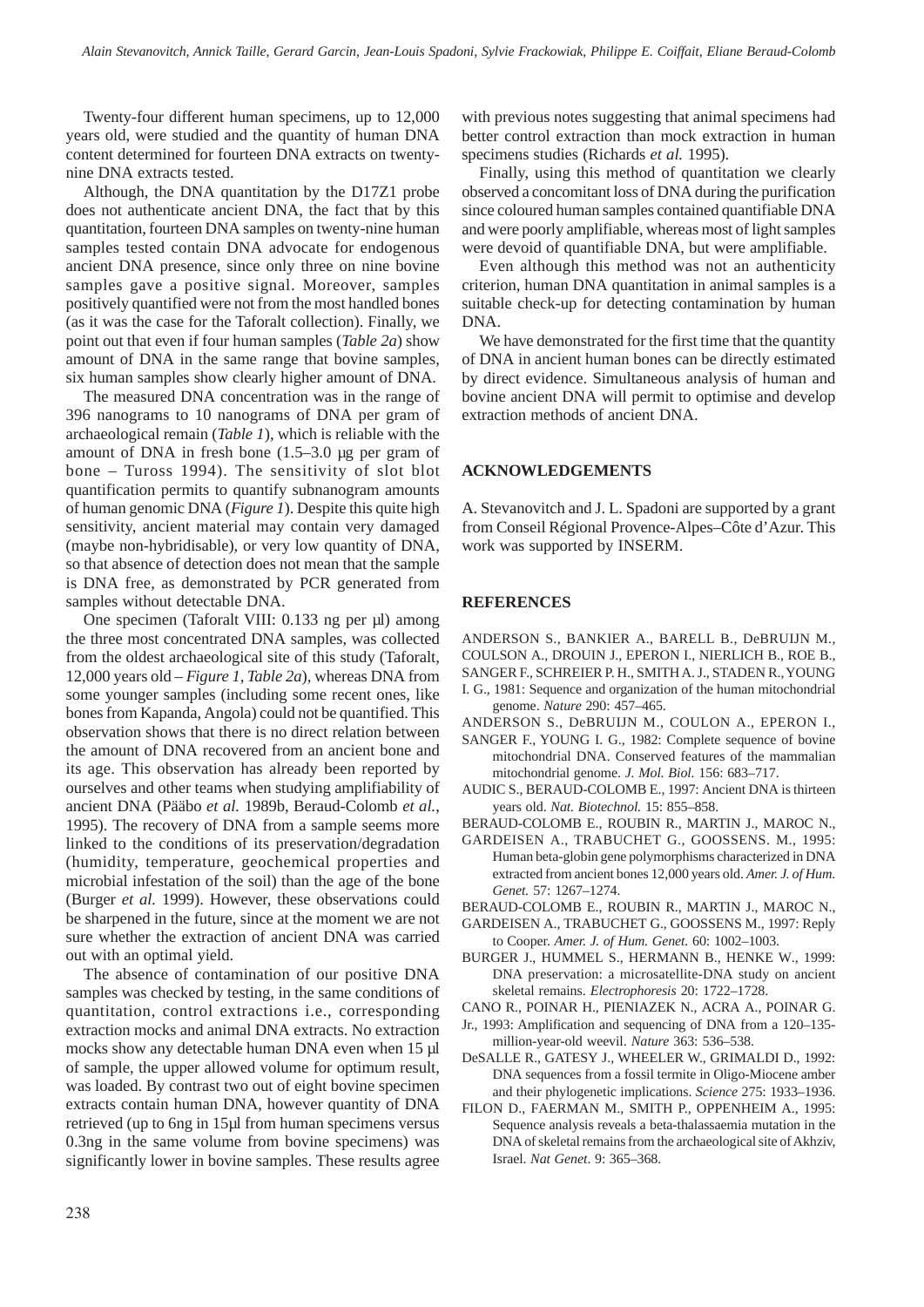Twenty-four different human specimens, up to 12,000 years old, were studied and the quantity of human DNA content determined for fourteen DNA extracts on twenty-nine DNA extracts tested.

Although, the DNA quantitation by the D17Z1 probe does not authenticate ancient DNA, the fact that by this quantitation, fourteen DNA samples on twenty-nine human samples tested contain DNA advocate for endogenous ancient DNA presence, since only three on nine bovine samples gave a positive signal. Moreover, samples positively quantified were not from the most handled bones (as it was the case for the Taforalt collection). Finally, we point out that even if four human samples (*Table 2a*) show amount of DNA in the same range that bovine samples, six human samples show clearly higher amount of DNA.

The measured DNA concentration was in the range of 396 nanograms to 10 nanograms of DNA per gram of archaeological remain (*Table 1*), which is reliable with the amount of DNA in fresh bone (1.5–3.0 µg per gram of bone – Tuross 1994). The sensitivity of slot blot quantification permits to quantify subnanogram amounts of human genomic DNA (*Figure 1*). Despite this quite high sensitivity, ancient material may contain very damaged (maybe non-hybridisable), or very low quantity of DNA, so that absence of detection does not mean that the sample is DNA free, as demonstrated by PCR generated from samples without detectable DNA.

One specimen (Taforalt VIII: 0.133 ng per µl) among the three most concentrated DNA samples, was collected from the oldest archaeological site of this study (Taforalt, 12,000 years old – *Figure 1, Table 2a*), whereas DNA from some younger samples (including some recent ones, like bones from Kapanda, Angola) could not be quantified. This observation shows that there is no direct relation between the amount of DNA recovered from an ancient bone and its age. This observation has already been reported by ourselves and other teams when studying amplifiability of ancient DNA (Pääbo *et al.* 1989b, Beraud-Colomb *et al.,* 1995). The recovery of DNA from a sample seems more linked to the conditions of its preservation/degradation (humidity, temperature, geochemical properties and microbial infestation of the soil) than the age of the bone (Burger *et al.* 1999). However, these observations could be sharpened in the future, since at the moment we are not sure whether the extraction of ancient DNA was carried out with an optimal yield.

The absence of contamination of our positive DNA samples was checked by testing, in the same conditions of quantitation, control extractions i.e., corresponding extraction mocks and animal DNA extracts. No extraction mocks show any detectable human DNA even when 15 µl of sample, the upper allowed volume for optimum result, was loaded. By contrast two out of eight bovine specimen extracts contain human DNA, however quantity of DNA retrieved (up to 6ng in 15µl from human specimens versus 0.3ng in the same volume from bovine specimens) was significantly lower in bovine samples. These results agree with previous notes suggesting that animal specimens had better control extraction than mock extraction in human specimens studies (Richards *et al.* 1995).

Finally, using this method of quantitation we clearly observed a concomitant loss of DNA during the purification since coloured human samples contained quantifiable DNA and were poorly amplifiable, whereas most of light samples were devoid of quantifiable DNA, but were amplifiable.

Even although this method was not an authenticity criterion, human DNA quantitation in animal samples is a suitable check-up for detecting contamination by human DNA.

We have demonstrated for the first time that the quantity of DNA in ancient human bones can be directly estimated by direct evidence. Simultaneous analysis of human and bovine ancient DNA will permit to optimise and develop extraction methods of ancient DNA.

## ACKNOWLEDGEMENTS

A. Stevanovitch and J. L. Spadoni are supported by a grant from Conseil Régional Provence-Alpes–Côte d'Azur. This work was supported by INSERM.

## REFERENCES

ANDERSON S., BANKIER A., BARELL B., DeBRUIJN M., COULSON A., DROUIN J., EPERON I., NIERLICH B., ROE B., SANGER F., SCHREIER P. H., SMITH A. J., STADEN R., YOUNG I. G., 1981: Sequence and organization of the human mitochondrial genome. *Nature* 290: 457–465.

ANDERSON S., DeBRUIJN M., COULON A., EPERON I., SANGER F., YOUNG I. G., 1982: Complete sequence of bovine mitochondrial DNA. Conserved features of the mammalian mitochondrial genome. *J. Mol. Biol.* 156: 683–717.

AUDIC S., BERAUD-COLOMB E., 1997: Ancient DNA is thirteen years old. *Nat. Biotechnol.* 15: 855–858.

BERAUD-COLOMB E., ROUBIN R., MARTIN J., MAROC N., GARDEISEN A., TRABUCHET G., GOOSSENS. M., 1995: Human beta-globin gene polymorphisms characterized in DNA extracted from ancient bones 12,000 years old. *Amer. J. of Hum. Genet.* 57: 1267–1274.

BERAUD-COLOMB E., ROUBIN R., MARTIN J., MAROC N., GARDEISEN A., TRABUCHET G., GOOSSENS M., 1997: Reply to Cooper. *Amer. J. of Hum. Genet.* 60: 1002–1003.

BURGER J., HUMMEL S., HERMANN B., HENKE W., 1999: DNA preservation: a microsatellite-DNA study on ancient skeletal remains. *Electrophoresis* 20: 1722–1728.

CANO R., POINAR H., PIENIAZEK N., ACRA A., POINAR G. Jr., 1993: Amplification and sequencing of DNA from a 120–135-million-year-old weevil. *Nature* 363: 536–538.

DeSALLE R., GATESY J., WHEELER W., GRIMALDI D., 1992: DNA sequences from a fossil termite in Oligo-Miocene amber and their phylogenetic implications. *Science* 275: 1933–1936.

FILON D., FAERMAN M., SMITH P., OPPENHEIM A., 1995: Sequence analysis reveals a beta-thalassaemia mutation in the DNA of skeletal remains from the archaeological site of Akhziv, Israel. *Nat Genet*. 9: 365–368.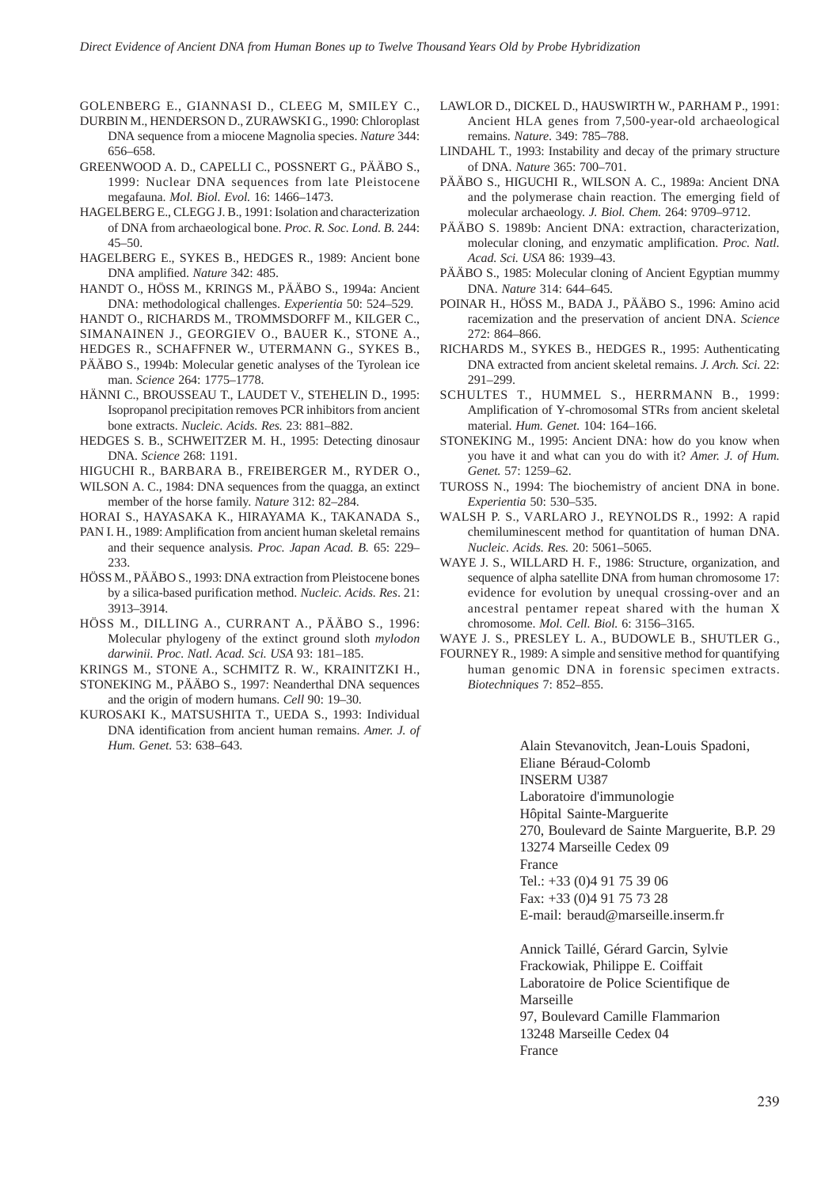GOLENBERG E., GIANNASI D., CLEEG M, SMILEY C., DURBIN M., HENDERSON D., ZURAWSKI G., 1990: Chloroplast DNA sequence from a miocene Magnolia species. *Nature* 344: 656–658.

GREENWOOD A. D., CAPELLI C., POSSNERT G., PÄÄBO S., 1999: Nuclear DNA sequences from late Pleistocene megafauna. *Mol. Biol. Evol.* 16: 1466–1473.

HAGELBERG E., CLEGG J. B., 1991: Isolation and characterization of DNA from archaeological bone. *Proc. R. Soc. Lond. B.* 244: 45–50.

HAGELBERG E., SYKES B., HEDGES R., 1989: Ancient bone DNA amplified. *Nature* 342: 485.

HANDT O., HÖSS M., KRINGS M., PÄÄBO S., 1994a: Ancient DNA: methodological challenges. *Experientia* 50: 524–529.

HANDT O., RICHARDS M., TROMMSDORFF M., KILGER C., SIMANAINEN J., GEORGIEV O., BAUER K., STONE A., HEDGES R., SCHAFFNER W., UTERMANN G., SYKES B., PÄÄBO S., 1994b: Molecular genetic analyses of the Tyrolean ice man. *Science* 264: 1775–1778.

HÄNNI C., BROUSSEAU T., LAUDET V., STEHELIN D., 1995: Isopropanol precipitation removes PCR inhibitors from ancient bone extracts. *Nucleic. Acids. Res.* 23: 881–882.

HEDGES S. B., SCHWEITZER M. H., 1995: Detecting dinosaur DNA. *Science* 268: 1191.

HIGUCHI R., BARBARA B., FREIBERGER M., RYDER O., WILSON A. C., 1984: DNA sequences from the quagga, an extinct member of the horse family. *Nature* 312: 82–284.

HORAI S., HAYASAKA K., HIRAYAMA K., TAKANADA S., PAN I. H., 1989: Amplification from ancient human skeletal remains and their sequence analysis. *Proc. Japan Acad. B.* 65: 229–233.

HÖSS M., PÄÄBO S., 1993: DNA extraction from Pleistocene bones by a silica-based purification method. *Nucleic. Acids. Res*. 21: 3913–3914.

HÖSS M., DILLING A., CURRANT A., PÄÄBO S., 1996: Molecular phylogeny of the extinct ground sloth *mylodon darwinii*. *Proc. Natl. Acad. Sci. USA* 93: 181–185.

KRINGS M., STONE A., SCHMITZ R. W., KRAINITZKI H., STONEKING M., PÄÄBO S., 1997: Neanderthal DNA sequences and the origin of modern humans. *Cell* 90: 19–30.

KUROSAKI K., MATSUSHITA T., UEDA S., 1993: Individual DNA identification from ancient human remains. *Amer. J. of Hum. Genet.* 53: 638–643.

LAWLOR D., DICKEL D., HAUSWIRTH W., PARHAM P., 1991: Ancient HLA genes from 7,500-year-old archaeological remains. *Nature*. 349: 785–788.

LINDAHL T., 1993: Instability and decay of the primary structure of DNA. *Nature* 365: 700–701.

PÄÄBO S., HIGUCHI R., WILSON A. C., 1989a: Ancient DNA and the polymerase chain reaction. The emerging field of molecular archaeology. *J. Biol. Chem.* 264: 9709–9712.

PÄÄBO S. 1989b: Ancient DNA: extraction, characterization, molecular cloning, and enzymatic amplification. *Proc. Natl. Acad. Sci. USA* 86: 1939–43.

PÄÄBO S., 1985: Molecular cloning of Ancient Egyptian mummy DNA. *Nature* 314: 644–645.

POINAR H., HÖSS M., BADA J., PÄÄBO S., 1996: Amino acid racemization and the preservation of ancient DNA. *Science* 272: 864–866.

RICHARDS M., SYKES B., HEDGES R., 1995: Authenticating DNA extracted from ancient skeletal remains. *J. Arch. Sci.* 22: 291–299.

SCHULTES T., HUMMEL S., HERRMANN B., 1999: Amplification of Y-chromosomal STRs from ancient skeletal material. *Hum. Genet.* 104: 164–166.

STONEKING M., 1995: Ancient DNA: how do you know when you have it and what can you do with it? *Amer. J. of Hum. Genet.* 57: 1259–62.

TUROSS N., 1994: The biochemistry of ancient DNA in bone. *Experientia* 50: 530–535.

WALSH P. S., VARLARO J., REYNOLDS R., 1992: A rapid chemiluminescent method for quantitation of human DNA. *Nucleic. Acids. Res.* 20: 5061–5065.

WAYE J. S., WILLARD H. F., 1986: Structure, organization, and sequence of alpha satellite DNA from human chromosome 17: evidence for evolution by unequal crossing-over and an ancestral pentamer repeat shared with the human X chromosome. *Mol. Cell. Biol.* 6: 3156–3165.

WAYE J. S., PRESLEY L. A., BUDOWLE B., SHUTLER G., FOURNEY R., 1989: A simple and sensitive method for quantifying human genomic DNA in forensic specimen extracts. *Biotechniques* 7: 852–855.

Alain Stevanovitch, Jean-Louis Spadoni,
Eliane Béraud-Colomb
INSERM U387
Laboratoire d'immunologie
Hôpital Sainte-Marguerite
270, Boulevard de Sainte Marguerite, B.P. 29
13274 Marseille Cedex 09
France
Tel.: +33 (0)4 91 75 39 06
Fax: +33 (0)4 91 75 73 28
E-mail: beraud@marseille.inserm.fr

Annick Taillé, Gérard Garcin, Sylvie Frackowiak, Philippe E. Coiffait
Laboratoire de Police Scientifique de Marseille
97, Boulevard Camille Flammarion
13248 Marseille Cedex 04
France